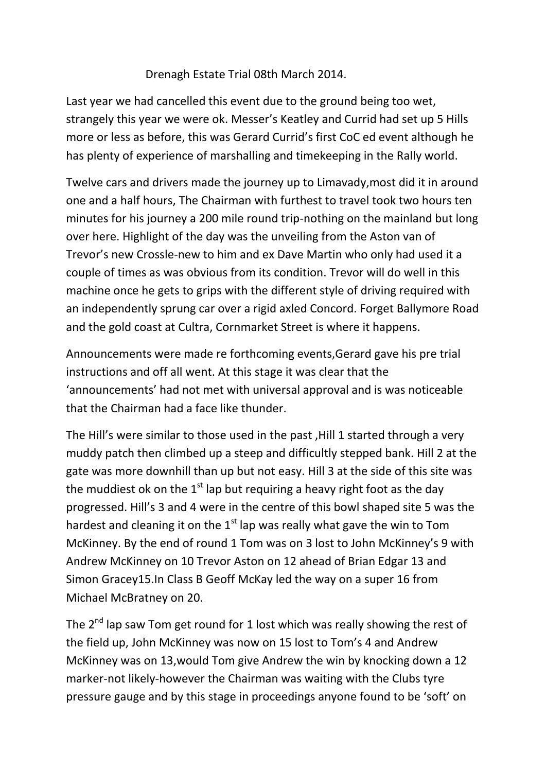Drenagh Estate Trial 08th March 2014.

Last year we had cancelled this event due to the ground being too wet, strangely this year we were ok. Messer's Keatley and Currid had set up 5 Hills more or less as before, this was Gerard Currid's first CoC ed event although he has plenty of experience of marshalling and timekeeping in the Rally world.

Twelve cars and drivers made the journey up to Limavady,most did it in around one and a half hours, The Chairman with furthest to travel took two hours ten minutes for his journey a 200 mile round trip-nothing on the mainland but long over here. Highlight of the day was the unveiling from the Aston van of Trevor's new Crossle-new to him and ex Dave Martin who only had used it a couple of times as was obvious from its condition. Trevor will do well in this machine once he gets to grips with the different style of driving required with an independently sprung car over a rigid axled Concord. Forget Ballymore Road and the gold coast at Cultra, Cornmarket Street is where it happens.

Announcements were made re forthcoming events,Gerard gave his pre trial instructions and off all went. At this stage it was clear that the 'announcements' had not met with universal approval and is was noticeable that the Chairman had a face like thunder.

The Hill's were similar to those used in the past ,Hill 1 started through a very muddy patch then climbed up a steep and difficultly stepped bank. Hill 2 at the gate was more downhill than up but not easy. Hill 3 at the side of this site was the muddiest ok on the 1st lap but requiring a heavy right foot as the day progressed. Hill's 3 and 4 were in the centre of this bowl shaped site 5 was the hardest and cleaning it on the 1st lap was really what gave the win to Tom McKinney. By the end of round 1 Tom was on 3 lost to John McKinney's 9 with Andrew McKinney on 10 Trevor Aston on 12 ahead of Brian Edgar 13 and Simon Gracey15.In Class B Geoff McKay led the way on a super 16 from Michael McBratney on 20.

The 2nd lap saw Tom get round for 1 lost which was really showing the rest of the field up, John McKinney was now on 15 lost to Tom's 4 and Andrew McKinney was on 13,would Tom give Andrew the win by knocking down a 12 marker-not likely-however the Chairman was waiting with the Clubs tyre pressure gauge and by this stage in proceedings anyone found to be 'soft' on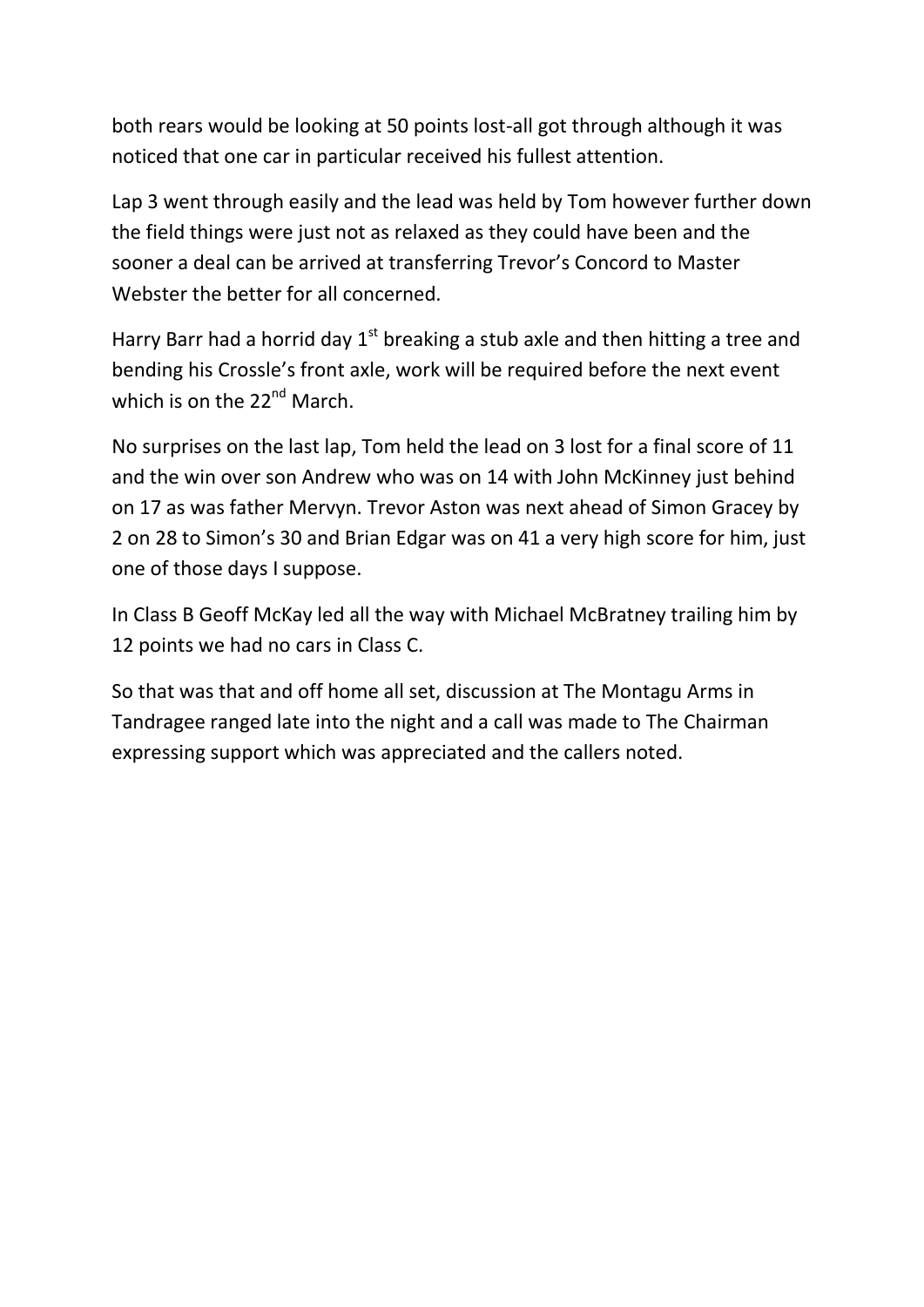both rears would be looking at 50 points lost-all got through although it was noticed that one car in particular received his fullest attention.

Lap 3 went through easily and the lead was held by Tom however further down the field things were just not as relaxed as they could have been and the sooner a deal can be arrived at transferring Trevor's Concord to Master Webster the better for all concerned.

Harry Barr had a horrid day 1st breaking a stub axle and then hitting a tree and bending his Crossle's front axle, work will be required before the next event which is on the 22nd March.

No surprises on the last lap, Tom held the lead on 3 lost for a final score of 11 and the win over son Andrew who was on 14 with John McKinney just behind on 17 as was father Mervyn. Trevor Aston was next ahead of Simon Gracey by 2 on 28 to Simon's 30 and Brian Edgar was on 41 a very high score for him, just one of those days I suppose.

In Class B Geoff McKay led all the way with Michael McBratney trailing him by 12 points we had no cars in Class C.

So that was that and off home all set, discussion at The Montagu Arms in Tandragee ranged late into the night and a call was made to The Chairman expressing support which was appreciated and the callers noted.